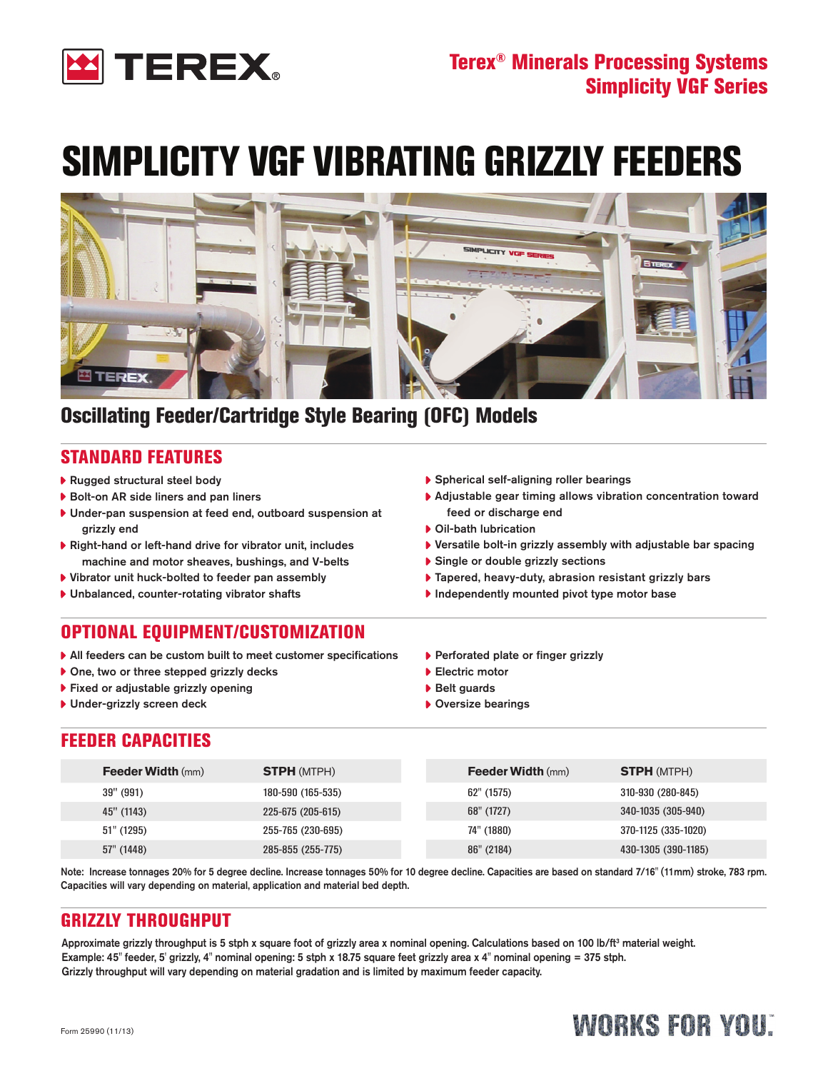Terex® Minerals Processing Systems
Simplicity VGF Series

# SIMPLICITY VGF VIBRATING GRIZZLY FEEDERS

## Oscillating Feeder/Cartridge Style Bearing (OFC) Models

## STANDARD FEATURES

- Rugged structural steel body
- Bolt-on AR side liners and pan liners
- Under-pan suspension at feed end, outboard suspension at grizzly end
- Right-hand or left-hand drive for vibrator unit, includes machine and motor sheaves, bushings, and V-belts
- Vibrator unit huck-bolted to feeder pan assembly
- Unbalanced, counter-rotating vibrator shafts
- Spherical self-aligning roller bearings
- Adjustable gear timing allows vibration concentration toward feed or discharge end
- Oil-bath lubrication
- Versatile bolt-in grizzly assembly with adjustable bar spacing
- Single or double grizzly sections
- Tapered, heavy-duty, abrasion resistant grizzly bars
- Independently mounted pivot type motor base

## OPTIONAL EQUIPMENT/CUSTOMIZATION

- All feeders can be custom built to meet customer specifications
- One, two or three stepped grizzly decks
- Fixed or adjustable grizzly opening
- Under-grizzly screen deck
- Perforated plate or finger grizzly
- Electric motor
- Belt guards
- Oversize bearings

## FEEDER CAPACITIES

| **Feeder Width** (mm) | **STPH** (MTPH) |
|---|---|
| 39" (991) | 180-590 (165-535) |
| 45" (1143) | 225-675 (205-615) |
| 51" (1295) | 255-765 (230-695) |
| 57" (1448) | 285-855 (255-775) |
| 62" (1575) | 310-930 (280-845) |
| 68" (1727) | 340-1035 (305-940) |
| 74" (1880) | 370-1125 (335-1020) |
| 86" (2184) | 430-1305 (390-1185) |

Note: Increase tonnages 20% for 5 degree decline. Increase tonnages 50% for 10 degree decline. Capacities are based on standard 7/16" (11mm) stroke, 783 rpm. Capacities will vary depending on material, application and material bed depth.

## GRIZZLY THROUGHPUT

Approximate grizzly throughput is 5 stph x square foot of grizzly area x nominal opening. Calculations based on 100 lb/ft³ material weight.
Example: 45" feeder, 5' grizzly, 4" nominal opening: 5 stph x 18.75 square feet grizzly area x 4" nominal opening = 375 stph.
Grizzly throughput will vary depending on material gradation and is limited by maximum feeder capacity.

Form 25990 (11/13)

WORKS FOR YOU.™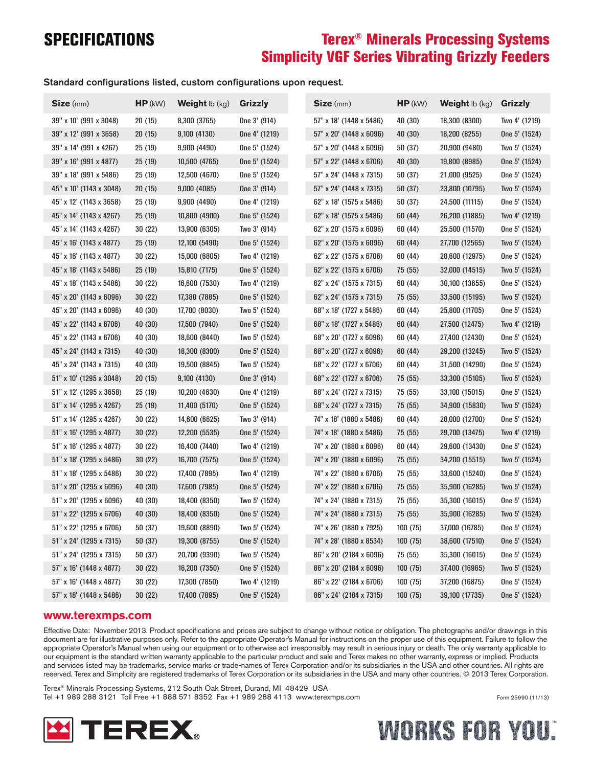# SPECIFICATIONS

## Terex® Minerals Processing Systems
## Simplicity VGF Series Vibrating Grizzly Feeders

Standard configurations listed, custom configurations upon request.

| **Size** (mm) | **HP** (kW) | **Weight** lb (kg) | **Grizzly** |
|---|---|---|---|
| 39" x 10' (991 x 3048) | 20 (15) | 8,300 (3765) | One 3' (914) |
| 39" x 12' (991 x 3658) | 20 (15) | 9,100 (4130) | One 4' (1219) |
| 39" x 14' (991 x 4267) | 25 (19) | 9,900 (4490) | One 5' (1524) |
| 39" x 16' (991 x 4877) | 25 (19) | 10,500 (4765) | One 5' (1524) |
| 39" x 18' (991 x 5486) | 25 (19) | 12,500 (4670) | One 5' (1524) |
| 45" x 10' (1143 x 3048) | 20 (15) | 9,000 (4085) | One 3' (914) |
| 45" x 12' (1143 x 3658) | 25 (19) | 9,900 (4490) | One 4' (1219) |
| 45" x 14' (1143 x 4267) | 25 (19) | 10,800 (4900) | One 5' (1524) |
| 45" x 14' (1143 x 4267) | 30 (22) | 13,900 (6305) | Two 3' (914) |
| 45" x 16' (1143 x 4877) | 25 (19) | 12,100 (5490) | One 5' (1524) |
| 45" x 16' (1143 x 4877) | 30 (22) | 15,000 (6805) | Two 4' (1219) |
| 45" x 18' (1143 x 5486) | 25 (19) | 15,810 (7175) | One 5' (1524) |
| 45" x 18' (1143 x 5486) | 30 (22) | 16,600 (7530) | Two 4' (1219) |
| 45" x 20' (1143 x 6096) | 30 (22) | 17,380 (7885) | One 5' (1524) |
| 45" x 20' (1143 x 6096) | 40 (30) | 17,700 (8030) | Two 5' (1524) |
| 45" x 22' (1143 x 6706) | 40 (30) | 17,500 (7940) | One 5' (1524) |
| 45" x 22' (1143 x 6706) | 40 (30) | 18,600 (8440) | Two 5' (1524) |
| 45" x 24' (1143 x 7315) | 40 (30) | 18,300 (8300) | One 5' (1524) |
| 45" x 24' (1143 x 7315) | 40 (30) | 19,500 (8845) | Two 5' (1524) |
| 51" x 10' (1295 x 3048) | 20 (15) | 9,100 (4130) | One 3' (914) |
| 51" x 12' (1295 x 3658) | 25 (19) | 10,200 (4630) | One 4' (1219) |
| 51" x 14' (1295 x 4267) | 25 (19) | 11,400 (5170) | One 5' (1524) |
| 51" x 14' (1295 x 4267) | 30 (22) | 14,600 (6625) | Two 3' (914) |
| 51" x 16' (1295 x 4877) | 30 (22) | 12,200 (5535) | One 5' (1524) |
| 51" x 16' (1295 x 4877) | 30 (22) | 16,400 (7440) | Two 4' (1219) |
| 51" x 18' (1295 x 5486) | 30 (22) | 16,700 (7575) | One 5' (1524) |
| 51" x 18' (1295 x 5486) | 30 (22) | 17,400 (7895) | Two 4' (1219) |
| 51" x 20' (1295 x 6096) | 40 (30) | 17,600 (7985) | One 5' (1524) |
| 51" x 20' (1295 x 6096) | 40 (30) | 18,400 (8350) | Two 5' (1524) |
| 51" x 22' (1295 x 6706) | 40 (30) | 18,400 (8350) | One 5' (1524) |
| 51" x 22' (1295 x 6706) | 50 (37) | 19,600 (8890) | Two 5' (1524) |
| 51" x 24' (1295 x 7315) | 50 (37) | 19,300 (8755) | One 5' (1524) |
| 51" x 24' (1295 x 7315) | 50 (37) | 20,700 (9390) | Two 5' (1524) |
| 57" x 16' (1448 x 4877) | 30 (22) | 16,200 (7350) | One 5' (1524) |
| 57" x 16' (1448 x 4877) | 30 (22) | 17,300 (7850) | Two 4' (1219) |
| 57" x 18' (1448 x 5486) | 30 (22) | 17,400 (7895) | One 5' (1524) |
| 57" x 18' (1448 x 5486) | 40 (30) | 18,300 (8300) | Two 4' (1219) |
| 57" x 20' (1448 x 6096) | 40 (30) | 18,200 (8255) | One 5' (1524) |
| 57" x 20' (1448 x 6096) | 50 (37) | 20,900 (9480) | Two 5' (1524) |
| 57" x 22' (1448 x 6706) | 40 (30) | 19,800 (8985) | One 5' (1524) |
| 57" x 24' (1448 x 7315) | 50 (37) | 21,000 (9525) | One 5' (1524) |
| 57" x 24' (1448 x 7315) | 50 (37) | 23,800 (10795) | Two 5' (1524) |
| 62" x 18' (1575 x 5486) | 50 (37) | 24,500 (11115) | One 5' (1524) |
| 62" x 18' (1575 x 5486) | 60 (44) | 26,200 (11885) | Two 4' (1219) |
| 62" x 20' (1575 x 6096) | 60 (44) | 25,500 (11570) | One 5' (1524) |
| 62" x 20' (1575 x 6096) | 60 (44) | 27,700 (12565) | Two 5' (1524) |
| 62" x 22' (1575 x 6706) | 60 (44) | 28,600 (12975) | One 5' (1524) |
| 62" x 22' (1575 x 6706) | 75 (55) | 32,000 (14515) | Two 5' (1524) |
| 62" x 24' (1575 x 7315) | 60 (44) | 30,100 (13655) | One 5' (1524) |
| 62" x 24' (1575 x 7315) | 75 (55) | 33,500 (15195) | Two 5' (1524) |
| 68" x 18' (1727 x 5486) | 60 (44) | 25,800 (11705) | One 5' (1524) |
| 68" x 18' (1727 x 5486) | 60 (44) | 27,500 (12475) | Two 4' (1219) |
| 68" x 20' (1727 x 6096) | 60 (44) | 27,400 (12430) | One 5' (1524) |
| 68" x 20' (1727 x 6096) | 60 (44) | 29,200 (13245) | Two 5' (1524) |
| 68" x 22' (1727 x 6706) | 60 (44) | 31,500 (14290) | One 5' (1524) |
| 68" x 22' (1727 x 6706) | 75 (55) | 33,300 (15105) | Two 5' (1524) |
| 68" x 24' (1727 x 7315) | 75 (55) | 33,100 (15015) | One 5' (1524) |
| 68" x 24' (1727 x 7315) | 75 (55) | 34,900 (15830) | Two 5' (1524) |
| 74" x 18' (1880 x 5486) | 60 (44) | 28,000 (12700) | One 5' (1524) |
| 74" x 18' (1880 x 5486) | 75 (55) | 29,700 (13475) | Two 4' (1219) |
| 74" x 20' (1880 x 6096) | 60 (44) | 29,600 (13430) | One 5' (1524) |
| 74" x 20' (1880 x 6096) | 75 (55) | 34,200 (15515) | Two 5' (1524) |
| 74" x 22' (1880 x 6706) | 75 (55) | 33,600 (15240) | One 5' (1524) |
| 74" x 22' (1880 x 6706) | 75 (55) | 35,900 (16285) | Two 5' (1524) |
| 74" x 24' (1880 x 7315) | 75 (55) | 35,300 (16015) | One 5' (1524) |
| 74" x 24' (1880 x 7315) | 75 (55) | 35,900 (16285) | Two 5' (1524) |
| 74" x 26' (1880 x 7925) | 100 (75) | 37,000 (16785) | One 5' (1524) |
| 74" x 28' (1880 x 8534) | 100 (75) | 38,600 (17510) | One 5' (1524) |
| 86" x 20' (2184 x 6096) | 75 (55) | 35,300 (16015) | One 5' (1524) |
| 86" x 20' (2184 x 6096) | 100 (75) | 37,400 (16965) | Two 5' (1524) |
| 86" x 22' (2184 x 6706) | 100 (75) | 37,200 (16875) | One 5' (1524) |
| 86" x 24' (2184 x 7315) | 100 (75) | 39,100 (17735) | One 5' (1524) |

**www.terexmps.com**

Effective Date: November 2013. Product specifications and prices are subject to change without notice or obligation. The photographs and/or drawings in this document are for illustrative purposes only. Refer to the appropriate Operator's Manual for instructions on the proper use of this equipment. Failure to follow the appropriate Operator's Manual when using our equipment or to otherwise act irresponsibly may result in serious injury or death. The only warranty applicable to our equipment is the standard written warranty applicable to the particular product and sale and Terex makes no other warranty, express or implied. Products and services listed may be trademarks, service marks or trade-names of Terex Corporation and/or its subsidiaries in the USA and other countries. All rights are reserved. Terex and Simplicity are registered trademarks of Terex Corporation or its subsidiaries in the USA and many other countries. © 2013 Terex Corporation.

Terex® Minerals Processing Systems, 212 South Oak Street, Durand, MI 48429 USA
Tel +1 989 288 3121 Toll Free +1 888 571 8352 Fax +1 989 288 4113 www.terexmps.com

Form 25990 (11/13)

TEREX®

WORKS FOR YOU.™